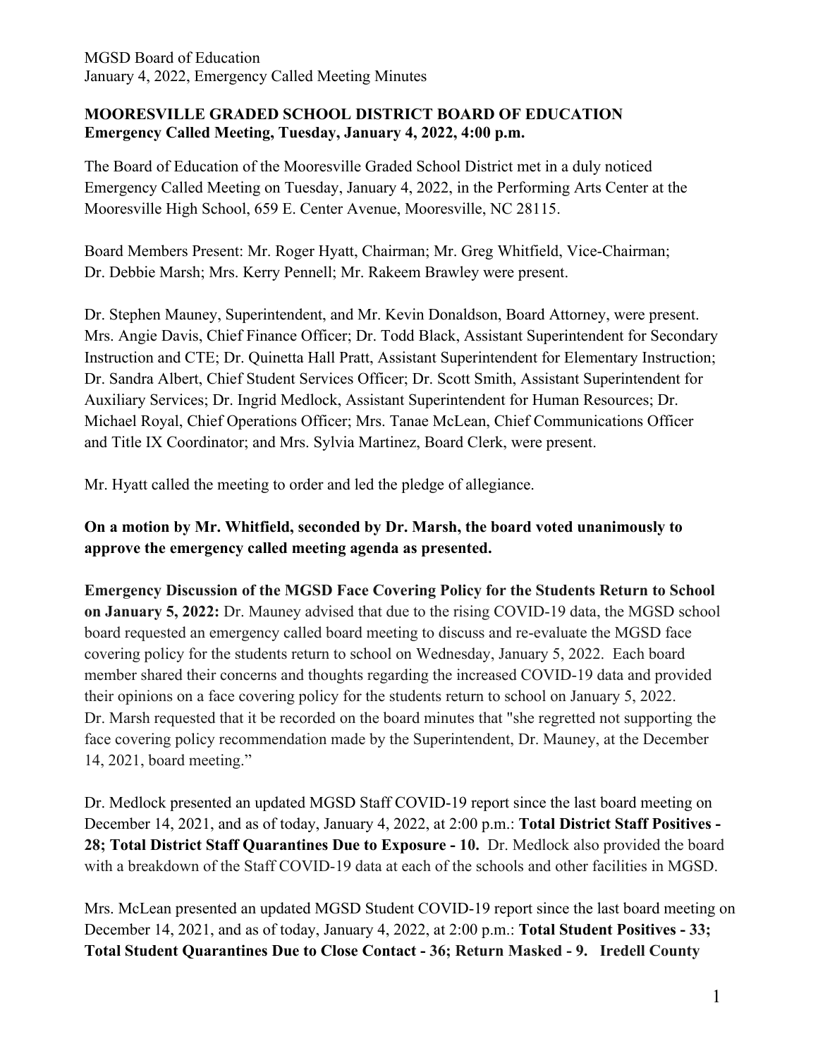**MOORESVILLE GRADED SCHOOL DISTRICT BOARD OF EDUCATION**
**Emergency Called Meeting, Tuesday, January 4, 2022, 4:00 p.m.**

The Board of Education of the Mooresville Graded School District met in a duly noticed Emergency Called Meeting on Tuesday, January 4, 2022, in the Performing Arts Center at the Mooresville High School, 659 E. Center Avenue, Mooresville, NC 28115.

Board Members Present: Mr. Roger Hyatt, Chairman; Mr. Greg Whitfield, Vice-Chairman; Dr. Debbie Marsh; Mrs. Kerry Pennell; Mr. Rakeem Brawley were present.

Dr. Stephen Mauney, Superintendent, and Mr. Kevin Donaldson, Board Attorney, were present. Mrs. Angie Davis, Chief Finance Officer; Dr. Todd Black, Assistant Superintendent for Secondary Instruction and CTE; Dr. Quinetta Hall Pratt, Assistant Superintendent for Elementary Instruction; Dr. Sandra Albert, Chief Student Services Officer; Dr. Scott Smith, Assistant Superintendent for Auxiliary Services; Dr. Ingrid Medlock, Assistant Superintendent for Human Resources; Dr. Michael Royal, Chief Operations Officer; Mrs. Tanae McLean, Chief Communications Officer and Title IX Coordinator; and Mrs. Sylvia Martinez, Board Clerk, were present.

Mr. Hyatt called the meeting to order and led the pledge of allegiance.

**On a motion by Mr. Whitfield, seconded by Dr. Marsh, the board voted unanimously to approve the emergency called meeting agenda as presented.**

**Emergency Discussion of the MGSD Face Covering Policy for the Students Return to School on January 5, 2022:** Dr. Mauney advised that due to the rising COVID-19 data, the MGSD school board requested an emergency called board meeting to discuss and re-evaluate the MGSD face covering policy for the students return to school on Wednesday, January 5, 2022. Each board member shared their concerns and thoughts regarding the increased COVID-19 data and provided their opinions on a face covering policy for the students return to school on January 5, 2022. Dr. Marsh requested that it be recorded on the board minutes that "she regretted not supporting the face covering policy recommendation made by the Superintendent, Dr. Mauney, at the December 14, 2021, board meeting."

Dr. Medlock presented an updated MGSD Staff COVID-19 report since the last board meeting on December 14, 2021, and as of today, January 4, 2022, at 2:00 p.m.: **Total District Staff Positives - 28; Total District Staff Quarantines Due to Exposure - 10.** Dr. Medlock also provided the board with a breakdown of the Staff COVID-19 data at each of the schools and other facilities in MGSD.

Mrs. McLean presented an updated MGSD Student COVID-19 report since the last board meeting on December 14, 2021, and as of today, January 4, 2022, at 2:00 p.m.: **Total Student Positives - 33; Total Student Quarantines Due to Close Contact - 36; Return Masked - 9. Iredell County**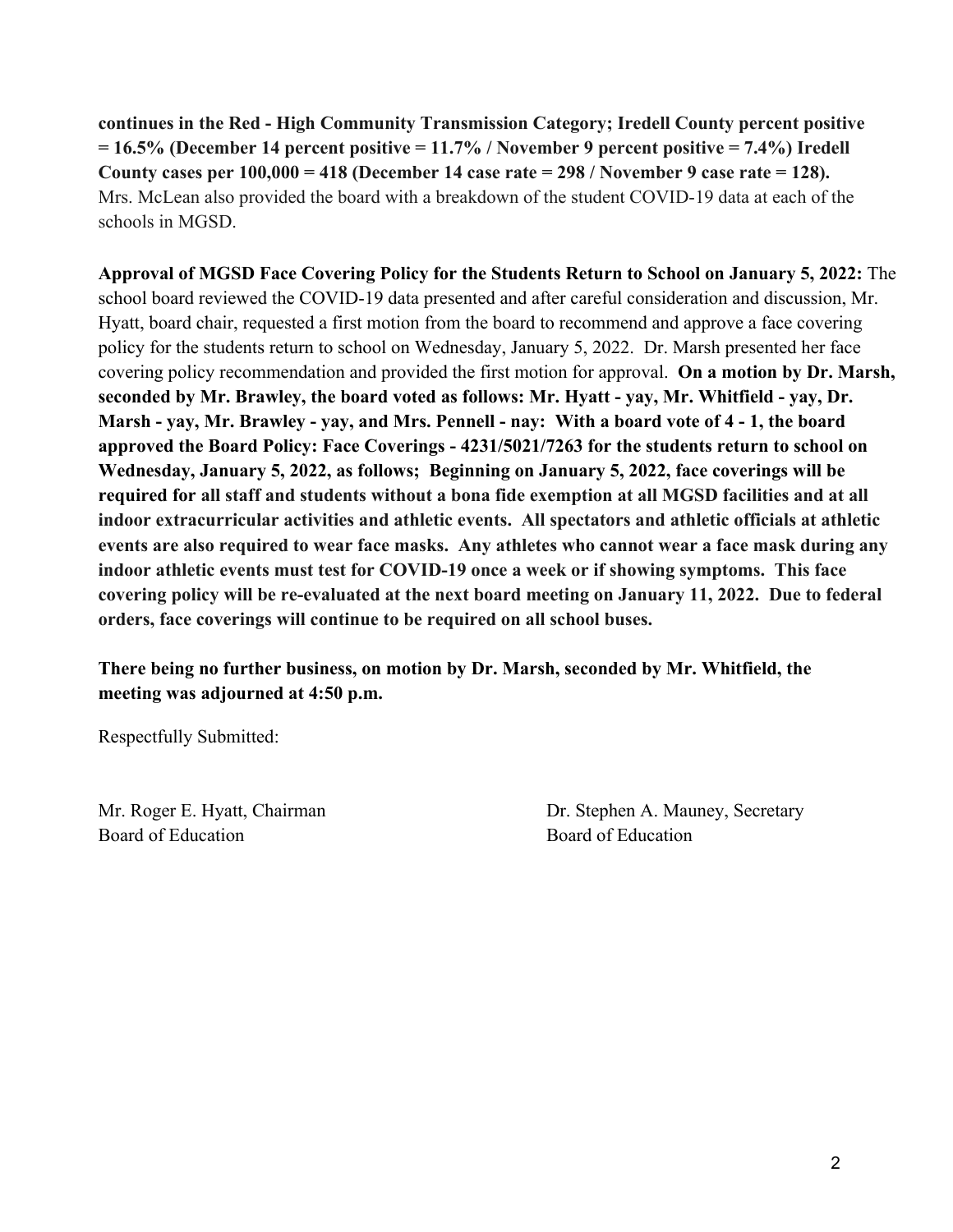**continues in the Red - High Community Transmission Category; Iredell County percent positive = 16.5% (December 14 percent positive = 11.7% / November 9 percent positive = 7.4%) Iredell County cases per 100,000 = 418 (December 14 case rate = 298 / November 9 case rate = 128).** Mrs. McLean also provided the board with a breakdown of the student COVID-19 data at each of the schools in MGSD.

**Approval of MGSD Face Covering Policy for the Students Return to School on January 5, 2022:** The school board reviewed the COVID-19 data presented and after careful consideration and discussion, Mr. Hyatt, board chair, requested a first motion from the board to recommend and approve a face covering policy for the students return to school on Wednesday, January 5, 2022. Dr. Marsh presented her face covering policy recommendation and provided the first motion for approval. **On a motion by Dr. Marsh, seconded by Mr. Brawley, the board voted as follows: Mr. Hyatt - yay, Mr. Whitfield - yay, Dr. Marsh - yay, Mr. Brawley - yay, and Mrs. Pennell - nay: With a board vote of 4 - 1, the board approved the Board Policy: Face Coverings - 4231/5021/7263 for the students return to school on Wednesday, January 5, 2022, as follows; Beginning on January 5, 2022, face coverings will be required for all staff and students without a bona fide exemption at all MGSD facilities and at all indoor extracurricular activities and athletic events. All spectators and athletic officials at athletic events are also required to wear face masks. Any athletes who cannot wear a face mask during any indoor athletic events must test for COVID-19 once a week or if showing symptoms. This face covering policy will be re-evaluated at the next board meeting on January 11, 2022. Due to federal orders, face coverings will continue to be required on all school buses.**

**There being no further business, on motion by Dr. Marsh, seconded by Mr. Whitfield, the meeting was adjourned at 4:50 p.m.**

Respectfully Submitted:

Mr. Roger E. Hyatt, Chairman
Board of Education

Dr. Stephen A. Mauney, Secretary
Board of Education